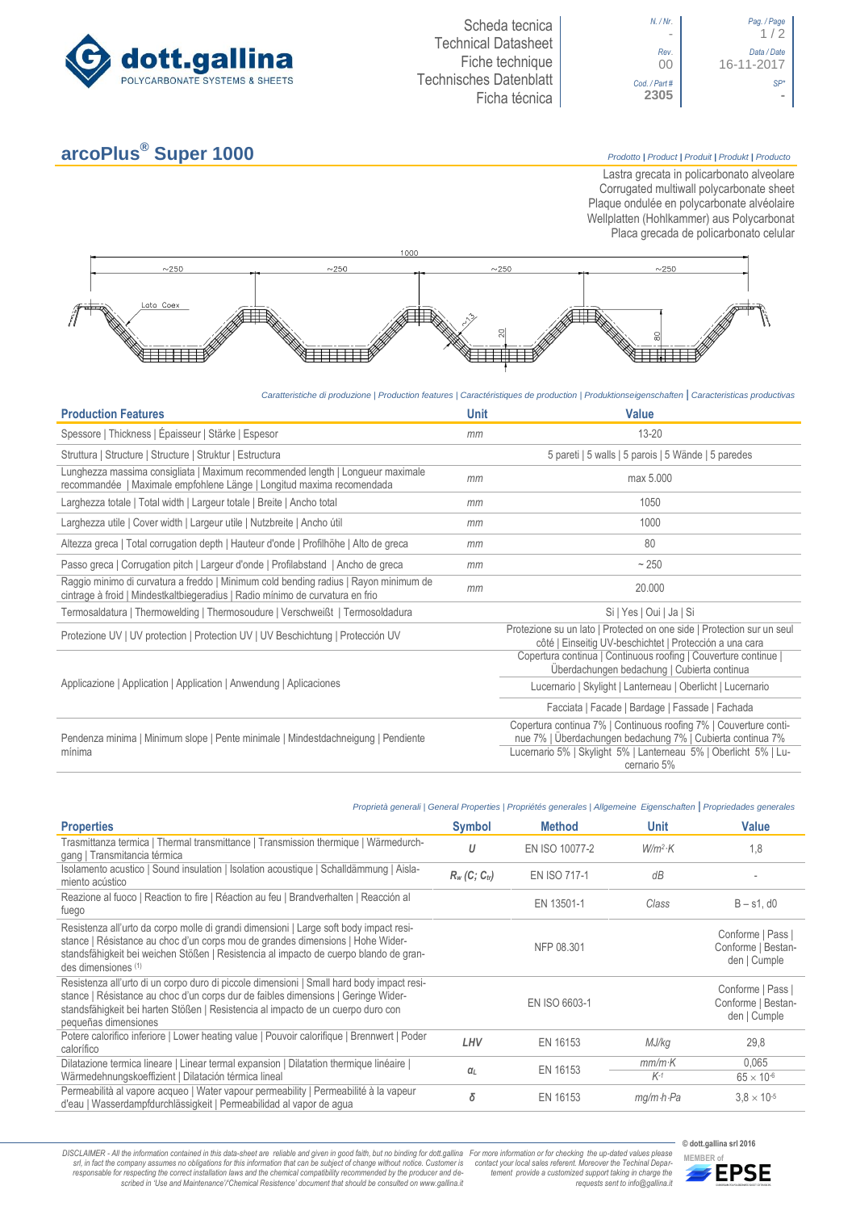Scheda tecnica
Technical Datasheet
Fiche technique
Technisches Datenblatt
Ficha técnica

| N. / Nr. | Pag. / Page |
|---|---|
| - | 1 / 2 |
| Rev. 00 | Data / Date 16-11-2017 |
| Cod. / Part # 2305 | SP* - |

# arcoPlus® Super 1000

*Prodotto | Product | Produit | Produkt | Producto*

Lastra grecata in policarbonato alveolare
Corrugated multiwall polycarbonate sheet
Plaque ondulée en polycarbonate alvéolaire
Wellplatten (Hohlkammer) aus Polycarbonat
Placa grecada de policarbonato celular

1000
~250 ~250 ~250 ~250
Lato Coex
~13
20
80

*Caratteristiche di produzione | Production features | Caractéristiques de production | Produktionseigenschaften | Caracteristicas productivas*

| Production Features | Unit | Value |
|---|---|---|
| Spessore \| Thickness \| Épaisseur \| Stärke \| Espesor | *mm* | 13-20 |
| Struttura \| Structure \| Structure \| Struktur \| Estructura | | 5 pareti \| 5 walls \| 5 parois \| 5 Wände \| 5 paredes |
| Lunghezza massima consigliata \| Maximum recommended length \| Longueur maximale recommandée \| Maximale empfohlene Länge \| Longitud maxima recomendada | *mm* | max 5.000 |
| Larghezza totale \| Total width \| Largeur totale \| Breite \| Ancho total | *mm* | 1050 |
| Larghezza utile \| Cover width \| Largeur utile \| Nutzbreite \| Ancho útil | *mm* | 1000 |
| Altezza greca \| Total corrugation depth \| Hauteur d'onde \| Profilhöhe \| Alto de greca | *mm* | 80 |
| Passo greca \| Corrugation pitch \| Largeur d'onde \| Profilabstand \| Ancho de greca | *mm* | ~ 250 |
| Raggio minimo di curvatura a freddo \| Minimum cold bending radius \| Rayon minimum de cintrage à froid \| Mindestkaltbiegeradius \| Radio mínimo de curvatura en frio | *mm* | 20.000 |
| Termosaldatura \| Thermowelding \| Thermosoudure \| Verschweißt \| Termosoldadura | | Si \| Yes \| Oui \| Ja \| Si |
| Protezione UV \| UV protection \| Protection UV \| UV Beschichtung \| Protección UV | | Protezione su un lato \| Protected on one side \| Protection sur un seul côté \| Einseitig UV-beschichtet \| Protección a una cara |
| Applicazione \| Application \| Application \| Anwendung \| Aplicaciones | | Copertura continua \| Continuous roofing \| Couverture continue \| Überdachungen bedachung \| Cubierta continua |
| | | Lucernario \| Skylight \| Lanterneau \| Oberlicht \| Lucernario |
| | | Facciata \| Facade \| Bardage \| Fassade \| Fachada |
| Pendenza minima \| Minimum slope \| Pente minimale \| Mindestdachneigung \| Pendiente mínima | | Copertura continua 7% \| Continuous roofing 7% \| Couverture continue 7% \| Überdachungen bedachung 7% \| Cubierta continua 7% |
| | | Lucernario 5% \| Skylight 5% \| Lanterneau 5% \| Oberlicht 5% \| Lucernario 5% |

*Proprietà generali | General Properties | Propriétés generales | Allgemeine Eigenschaften | Propriedades generales*

| Properties | Symbol | Method | Unit | Value |
|---|---|---|---|---|
| Trasmittanza termica \| Thermal transmittance \| Transmission thermique \| Wärmedurchgang \| Transmitancia térmica | $U$ | EN ISO 10077-2 | $W/m^2 \cdot K$ | 1,8 |
| Isolamento acustico \| Sound insulation \| Isolation acoustique \| Schalldämmung \| Aislamiento acústico | $R_w\ (C;\ C_{tr})$ | EN ISO 717-1 | *dB* | - |
| Reazione al fuoco \| Reaction to fire \| Réaction au feu \| Brandverhalten \| Reacción al fuego | | EN 13501-1 | *Class* | B – s1, d0 |
| Resistenza all'urto da corpo molle di grandi dimensioni \| Large soft body impact resistance \| Résistance au choc d'un corps mou de grandes dimensions \| Hohe Widerstandsfähigkeit bei weichen Stößen \| Resistencia al impacto de cuerpo blando de grandes dimensiones (1) | | NFP 08.301 | | Conforme \| Pass \| Conforme \| Bestanden \| Cumple |
| Resistenza all'urto di un corpo duro di piccole dimensioni \| Small hard body impact resistance \| Résistance au choc d'un corps dur de faibles dimensions \| Geringe Widerstandsfähigkeit bei harten Stößen \| Resistencia al impacto de un cuerpo duro con pequeñas dimensiones | | EN ISO 6603-1 | | Conforme \| Pass \| Conforme \| Bestanden \| Cumple |
| Potere calorifico inferiore \| Lower heating value \| Pouvoir calorifique \| Brennwert \| Poder calorífico | *LHV* | EN 16153 | *MJ/kg* | 29,8 |
| Dilatazione termica lineare \| Linear termal expansion \| Dilatation thermique linéaire \| Wärmedehnungskoeffizient \| Dilatación térmica lineal | $\alpha_L$ | EN 16153 | $mm/m \cdot K$ | 0,065 |
| | | | $K^{-1}$ | $65 \times 10^{-6}$ |
| Permeabilità al vapore acqueo \| Water vapour permeability \| Permeabilité à la vapeur d'eau \| Wasserdampfdurchlässigkeit \| Permeabilidad al vapor de agua | $\delta$ | EN 16153 | $mg/m \cdot h \cdot Pa$ | $3,8 \times 10^{-5}$ |

*DISCLAIMER - All the information contained in this data-sheet are reliable and given in good faith, but no binding for dott.gallina srl, in fact the company assumes no obligations for this information that can be subject of change without notice. Customer is responsable for respecting the correct installation laws and the chemical compatibility recommended by the producer and described in 'Use and Maintenance'/'Chemical Resistence' document that should be consulted on www.gallina.it*

*For more information or for checking the up-dated values please contact your local sales referent. Moreover the Technical Department provide a customized support taking in charge the requests sent to info@gallina.it*

© dott.gallina srl 2016
MEMBER of EPSE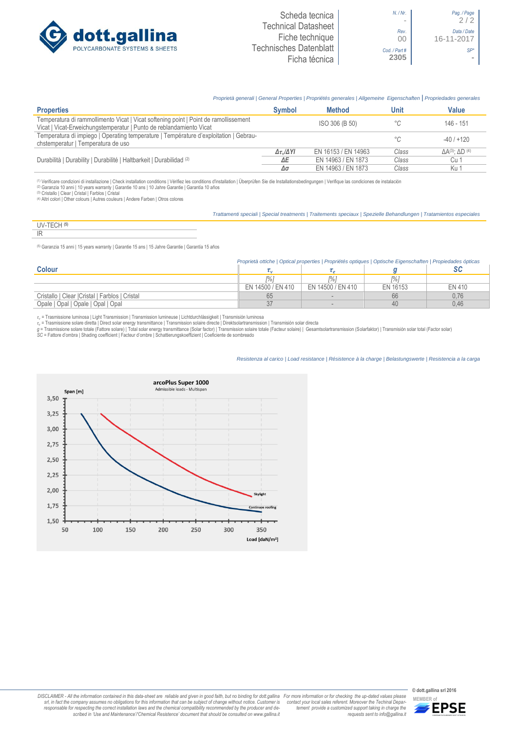*Proprietà generali | General Properties | Propriétés generales | Allgemeine Eigenschaften | Propriedades generales*

| Properties | Symbol | Method | Unit | Value |
|---|---|---|---|---|
| Temperatura di rammollimento Vicat \| Vicat softening point \| Point de ramollissement Vicat \| Vicat-Erweichungstemperatur \| Punto de reblandamiento Vicat | | ISO 306 (B 50) | °C | 146 - 151 |
| Temperatura di impiego \| Operating temperature \| Température d'exploitation \| Gebrauchstemperatur \| Temperatura de uso | | | °C | -40 / +120 |
| Durabilità \| Durability \| Durabilité \| Haltbarkeit \| Durabilidad (2) | $\Delta\tau_v/\Delta YI$ | EN 16153 / EN 14963 | Class | ΔA(3); ΔD (4) |
| | $\Delta E$ | EN 14963 / EN 1873 | Class | Cu 1 |
| | $\Delta\sigma$ | EN 14963 / EN 1873 | Class | Ku 1 |

(1) Verificare condizioni di installazione | Check installation conditions | Vérifiez les conditions d'installation | Überprüfen Sie die Installationsbedingungen | Verifique las condiciones de instalación
(2) Garanzia 10 anni | 10 years warranty | Garantie 10 ans | 10 Jahre Garantie | Garantía 10 años
(3) Cristallo | Clear | Cristal | Farblos | Cristal
(4) Altri colori | Other colours | Autres couleurs | Andere Farben | Otros colores

*Trattamenti speciali | Special treatments | Traitements speciaux | Spezielle Behandlungen | Tratamientos especiales*

UV-TECH (5)
IR

(5) Garanzia 15 anni | 15 years warranty | Garantie 15 ans | 15 Jahre Garantie | Garantía 15 años

*Proprietà ottiche | Optical properties | Propriétés optiques | Optische Eigenschaften | Propiedades ópticas*

| Colour | $\tau_v$ | $\tau_e$ | $g$ | SC |
|---|---|---|---|---|
| | [%] | [%] | [%] | |
| | EN 14500 / EN 410 | EN 14500 / EN 410 | EN 16153 | EN 410 |
| Cristallo \| Clear \|Cristal \| Farblos \| Cristal | 65 | - | 66 | 0,76 |
| Opale \| Opal \| Opale \| Opal \| Opal | 37 | - | 40 | 0,46 |

$\tau_v$ = Trasmissione luminosa | Light Transmission | Transmission lumineuse | Lichtdurchlässigkeit | Transmisión luminosa
$\tau_e$ = Trasmissione solare diretta | Direct solar energy transmittance | Transmission solaire directe | Direktsolartransmission | Transmisión solar directa
$g$ = Trasmissione solare totale (Fattore solare) | Total solar energy transmittance (Solar factor) | Transmission solaire totale (Facteur solaire) | Gesamtsolartransmission (Solarfaktor) | Transmisión solar total (Factor solar)
SC = Fattore d'ombra | Shading coefficient | Facteur d'ombre | Schattierungskoeffizient | Coeficiente de sombreado

*Resistenza al carico | Load resistance | Résistence à la charge | Belastungswerte | Resistencia a la carga*

arcoPlus Super 1000
Admissible loads - Multispan
Span [m]
3,50
3,25
3,00
2,75
2,50
2,25
2,00
1,75
1,50
50 100 150 200 250 300 350
Load [daN/m²]
Skylight
Continuos roofing

*DISCLAIMER - All the information contained in this data-sheet are reliable and given in good faith, but no binding for dott.gallina srl, in fact the company assumes no obligations for this information that can be subject of change without notice. Customer is responsable for respecting the correct installation laws and the chemical compatibility recommended by the producer and described in 'Use and Maintenance'/'Chemical Resistence' document that should be consulted on www.gallina.it* *For more information or for checking the up-dated values please contact your local sales referent. Moreover the Technical Department provide a customized support taking in charge the requests sent to info@gallina.it*

© dott.gallina srl 2016
MEMBER of EPSE